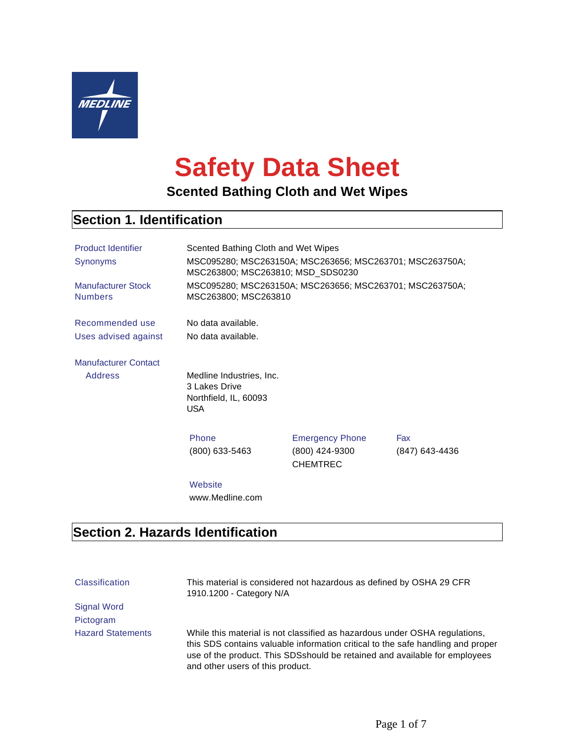# Safety Data Sheet

**Scented Bathing Cloth and Wet Wipes**

## Section 1. Identification

| | |
|---|---|
| Product Identifier | Scented Bathing Cloth and Wet Wipes |
| Synonyms | MSC095280; MSC263150A; MSC263656; MSC263701; MSC263750A; MSC263800; MSC263810; MSD_SDS0230 |
| Manufacturer Stock Numbers | MSC095280; MSC263150A; MSC263656; MSC263701; MSC263750A; MSC263800; MSC263810 |
| Recommended use | No data available. |
| Uses advised against | No data available. |

Manufacturer Contact

Address

Medline Industries, Inc.
3 Lakes Drive
Northfield, IL, 60093
USA

| Phone | Emergency Phone | Fax |
|---|---|---|
| (800) 633-5463 | (800) 424-9300 CHEMTREC | (847) 643-4436 |

Website

www.Medline.com

## Section 2. Hazards Identification

| | |
|---|---|
| Classification | This material is considered not hazardous as defined by OSHA 29 CFR 1910.1200 - Category N/A |
| Signal Word | |
| Pictogram | |
| Hazard Statements | While this material is not classified as hazardous under OSHA regulations, this SDS contains valuable information critical to the safe handling and proper use of the product. This SDSshould be retained and available for employees and other users of this product. |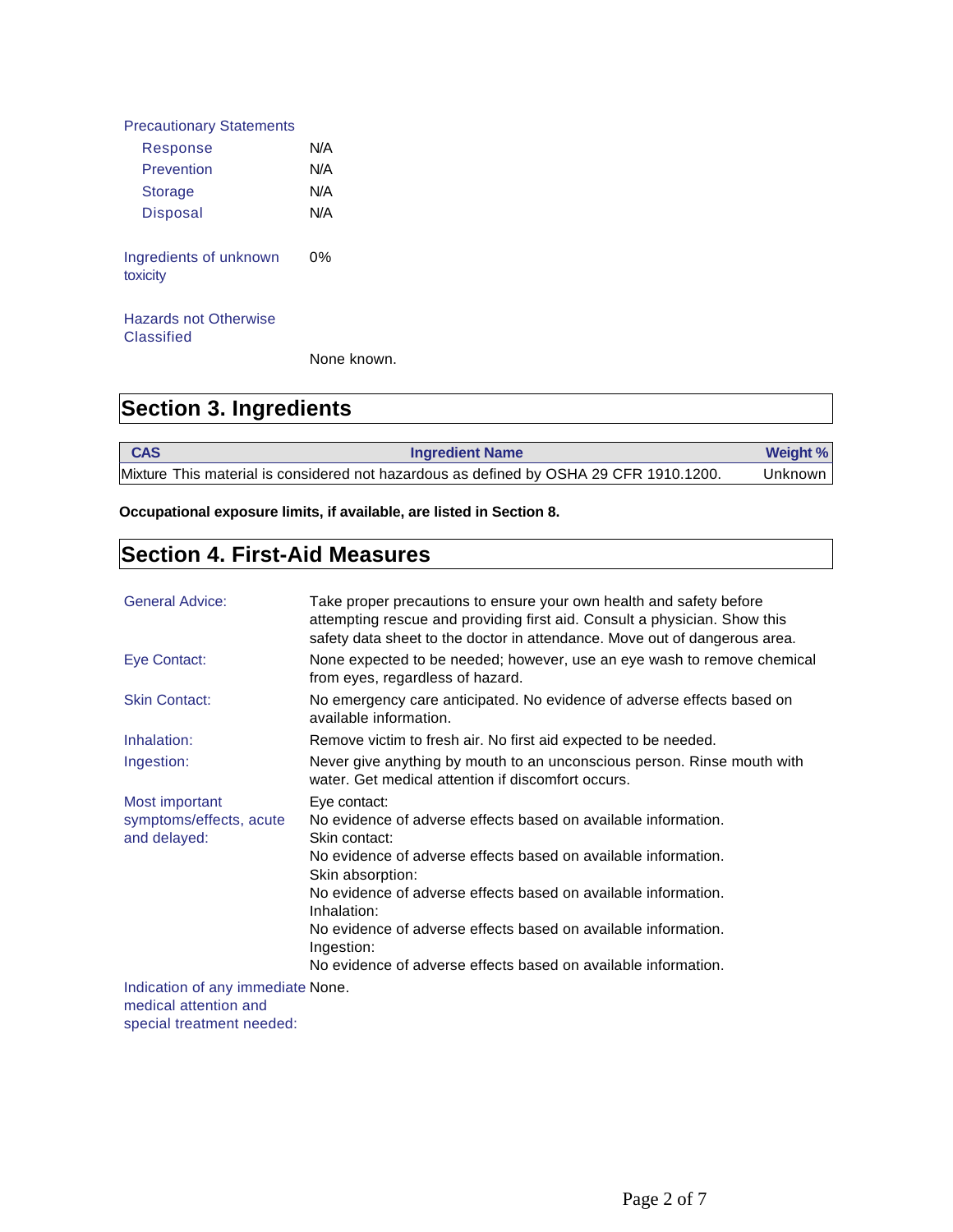**Precautionary Statements**

| | |
|---|---|
| Response | N/A |
| Prevention | N/A |
| Storage | N/A |
| Disposal | N/A |

**Ingredients of unknown toxicity** 0%

**Hazards not Otherwise Classified**

None known.

## Section 3. Ingredients

| CAS | Ingredient Name | Weight % |
|---|---|---|
| Mixture | This material is considered not hazardous as defined by OSHA 29 CFR 1910.1200. | Unknown |

**Occupational exposure limits, if available, are listed in Section 8.**

## Section 4. First-Aid Measures

| | |
|---|---|
| General Advice: | Take proper precautions to ensure your own health and safety before attempting rescue and providing first aid. Consult a physician. Show this safety data sheet to the doctor in attendance. Move out of dangerous area. |
| Eye Contact: | None expected to be needed; however, use an eye wash to remove chemical from eyes, regardless of hazard. |
| Skin Contact: | No emergency care anticipated. No evidence of adverse effects based on available information. |
| Inhalation: | Remove victim to fresh air. No first aid expected to be needed. |
| Ingestion: | Never give anything by mouth to an unconscious person. Rinse mouth with water. Get medical attention if discomfort occurs. |
| Most important symptoms/effects, acute and delayed: | Eye contact:<br>No evidence of adverse effects based on available information.<br>Skin contact:<br>No evidence of adverse effects based on available information.<br>Skin absorption:<br>No evidence of adverse effects based on available information.<br>Inhalation:<br>No evidence of adverse effects based on available information.<br>Ingestion:<br>No evidence of adverse effects based on available information. |
| Indication of any immediate medical attention and special treatment needed: | None. |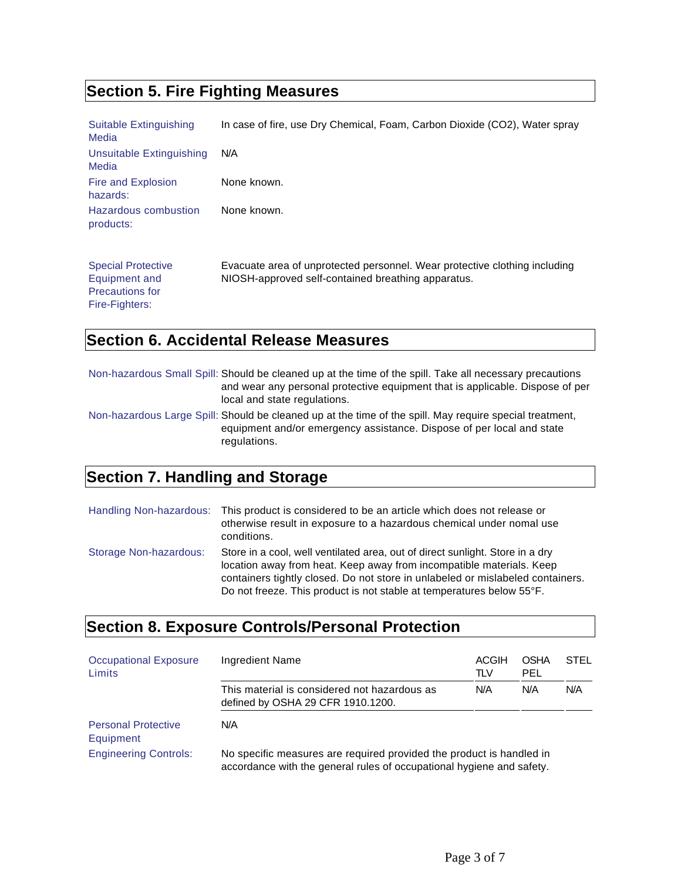## Section 5. Fire Fighting Measures

| | |
|---|---|
| Suitable Extinguishing Media | In case of fire, use Dry Chemical, Foam, Carbon Dioxide ($CO_2$), Water spray |
| Unsuitable Extinguishing Media | N/A |
| Fire and Explosion hazards: | None known. |
| Hazardous combustion products: | None known. |
| Special Protective Equipment and Precautions for Fire-Fighters: | Evacuate area of unprotected personnel. Wear protective clothing including NIOSH-approved self-contained breathing apparatus. |

## Section 6. Accidental Release Measures

| | |
|---|---|
| Non-hazardous Small Spill: | Should be cleaned up at the time of the spill. Take all necessary precautions and wear any personal protective equipment that is applicable. Dispose of per local and state regulations. |
| Non-hazardous Large Spill: | Should be cleaned up at the time of the spill. May require special treatment, equipment and/or emergency assistance. Dispose of per local and state regulations. |

## Section 7. Handling and Storage

| | |
|---|---|
| Handling Non-hazardous: | This product is considered to be an article which does not release or otherwise result in exposure to a hazardous chemical under nomal use conditions. |
| Storage Non-hazardous: | Store in a cool, well ventilated area, out of direct sunlight. Store in a dry location away from heat. Keep away from incompatible materials. Keep containers tightly closed. Do not store in unlabeled or mislabeled containers. Do not freeze. This product is not stable at temperatures below 55°F. |

## Section 8. Exposure Controls/Personal Protection

Occupational Exposure Limits

| Ingredient Name | ACGIH TLV | OSHA PEL | STEL |
|---|---|---|---|
| This material is considered not hazardous as defined by OSHA 29 CFR 1910.1200. | N/A | N/A | N/A |

| | |
|---|---|
| Personal Protective Equipment | N/A |
| Engineering Controls: | No specific measures are required provided the product is handled in accordance with the general rules of occupational hygiene and safety. |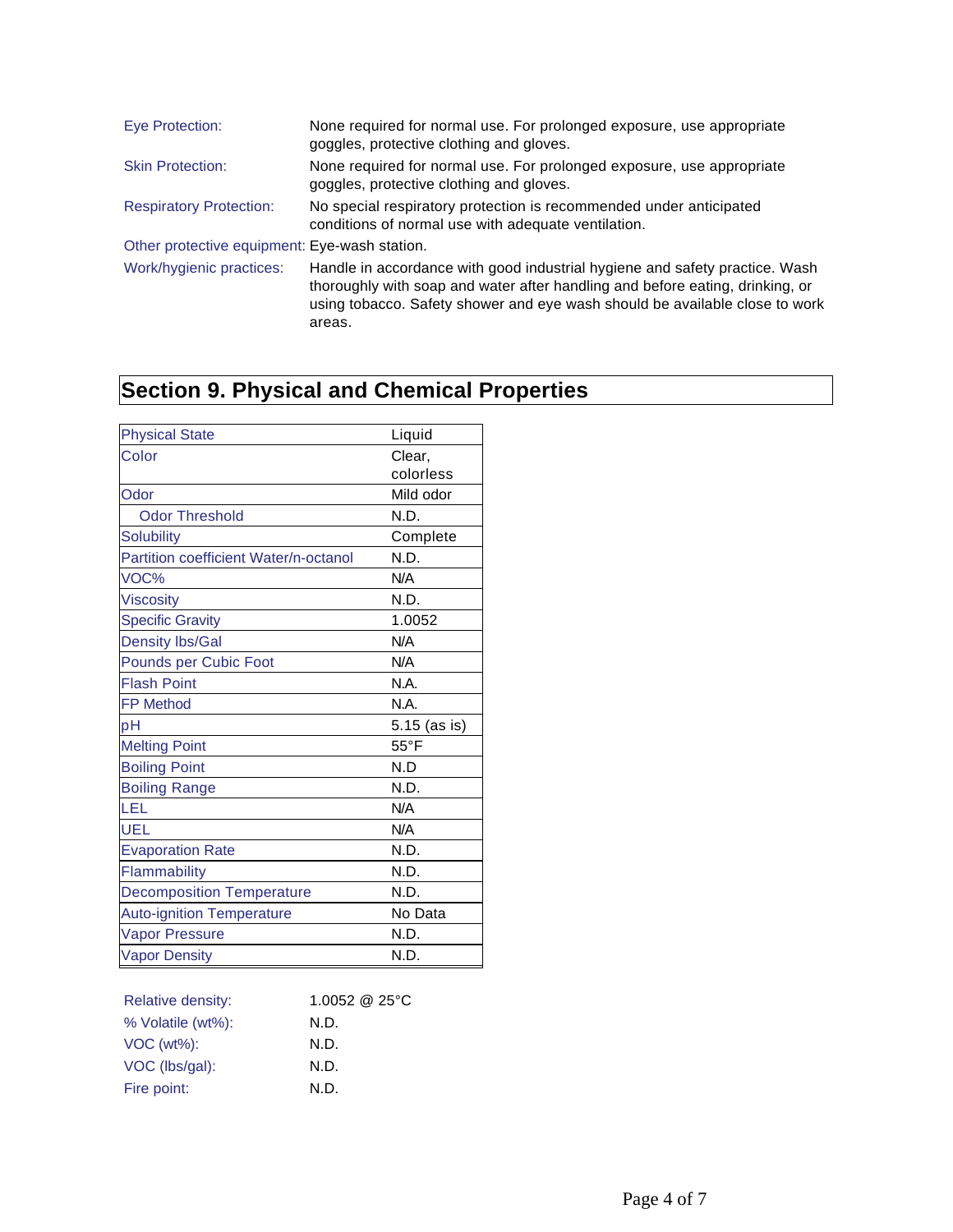| | |
|---|---|
| Eye Protection: | None required for normal use. For prolonged exposure, use appropriate goggles, protective clothing and gloves. |
| Skin Protection: | None required for normal use. For prolonged exposure, use appropriate goggles, protective clothing and gloves. |
| Respiratory Protection: | No special respiratory protection is recommended under anticipated conditions of normal use with adequate ventilation. |
| Other protective equipment: | Eye-wash station. |
| Work/hygienic practices: | Handle in accordance with good industrial hygiene and safety practice. Wash thoroughly with soap and water after handling and before eating, drinking, or using tobacco. Safety shower and eye wash should be available close to work areas. |

## Section 9. Physical and Chemical Properties

| | |
|---|---|
| Physical State | Liquid |
| Color | Clear, colorless |
| Odor | Mild odor |
| Odor Threshold | N.D. |
| Solubility | Complete |
| Partition coefficient Water/n-octanol | N.D. |
| VOC% | N/A |
| Viscosity | N.D. |
| Specific Gravity | 1.0052 |
| Density lbs/Gal | N/A |
| Pounds per Cubic Foot | N/A |
| Flash Point | N.A. |
| FP Method | N.A. |
| pH | 5.15 (as is) |
| Melting Point | 55°F |
| Boiling Point | N.D |
| Boiling Range | N.D. |
| LEL | N/A |
| UEL | N/A |
| Evaporation Rate | N.D. |
| Flammability | N.D. |
| Decomposition Temperature | N.D. |
| Auto-ignition Temperature | No Data |
| Vapor Pressure | N.D. |
| Vapor Density | N.D. |

| | |
|---|---|
| Relative density: | 1.0052 @ 25°C |
| % Volatile (wt%): | N.D. |
| VOC (wt%): | N.D. |
| VOC (lbs/gal): | N.D. |
| Fire point: | N.D. |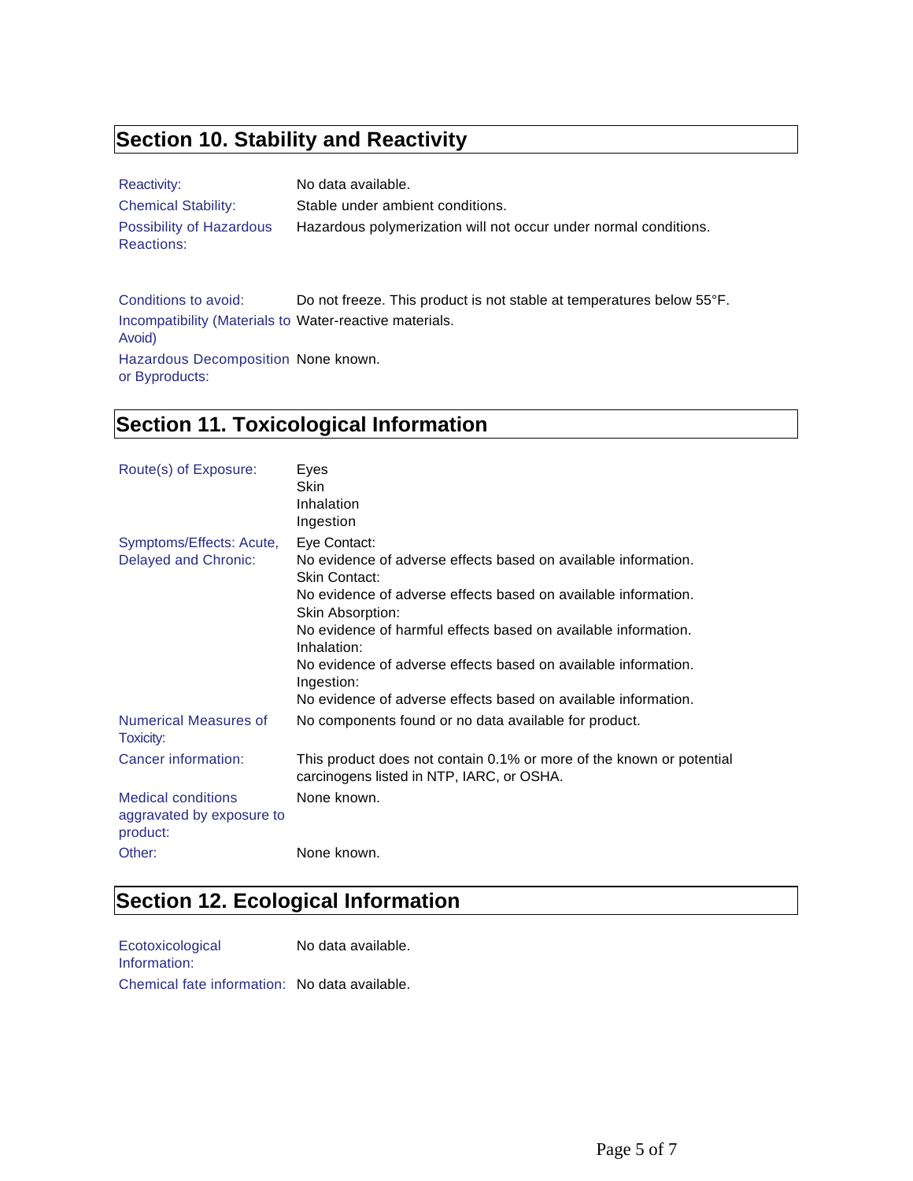## Section 10. Stability and Reactivity

| | |
|---|---|
| Reactivity: | No data available. |
| Chemical Stability: | Stable under ambient conditions. |
| Possibility of Hazardous Reactions: | Hazardous polymerization will not occur under normal conditions. |
| Conditions to avoid: | Do not freeze. This product is not stable at temperatures below 55°F. |
| Incompatibility (Materials to Avoid) | Water-reactive materials. |
| Hazardous Decomposition or Byproducts: | None known. |

## Section 11. Toxicological Information

| | |
|---|---|
| Route(s) of Exposure: | Eyes<br>Skin<br>Inhalation<br>Ingestion |
| Symptoms/Effects: Acute, Delayed and Chronic: | Eye Contact:<br>No evidence of adverse effects based on available information.<br>Skin Contact:<br>No evidence of adverse effects based on available information.<br>Skin Absorption:<br>No evidence of harmful effects based on available information.<br>Inhalation:<br>No evidence of adverse effects based on available information.<br>Ingestion:<br>No evidence of adverse effects based on available information. |
| Numerical Measures of Toxicity: | No components found or no data available for product. |
| Cancer information: | This product does not contain 0.1% or more of the known or potential carcinogens listed in NTP, IARC, or OSHA. |
| Medical conditions aggravated by exposure to product: | None known. |
| Other: | None known. |

## Section 12. Ecological Information

| | |
|---|---|
| Ecotoxicological Information: | No data available. |
| Chemical fate information: | No data available. |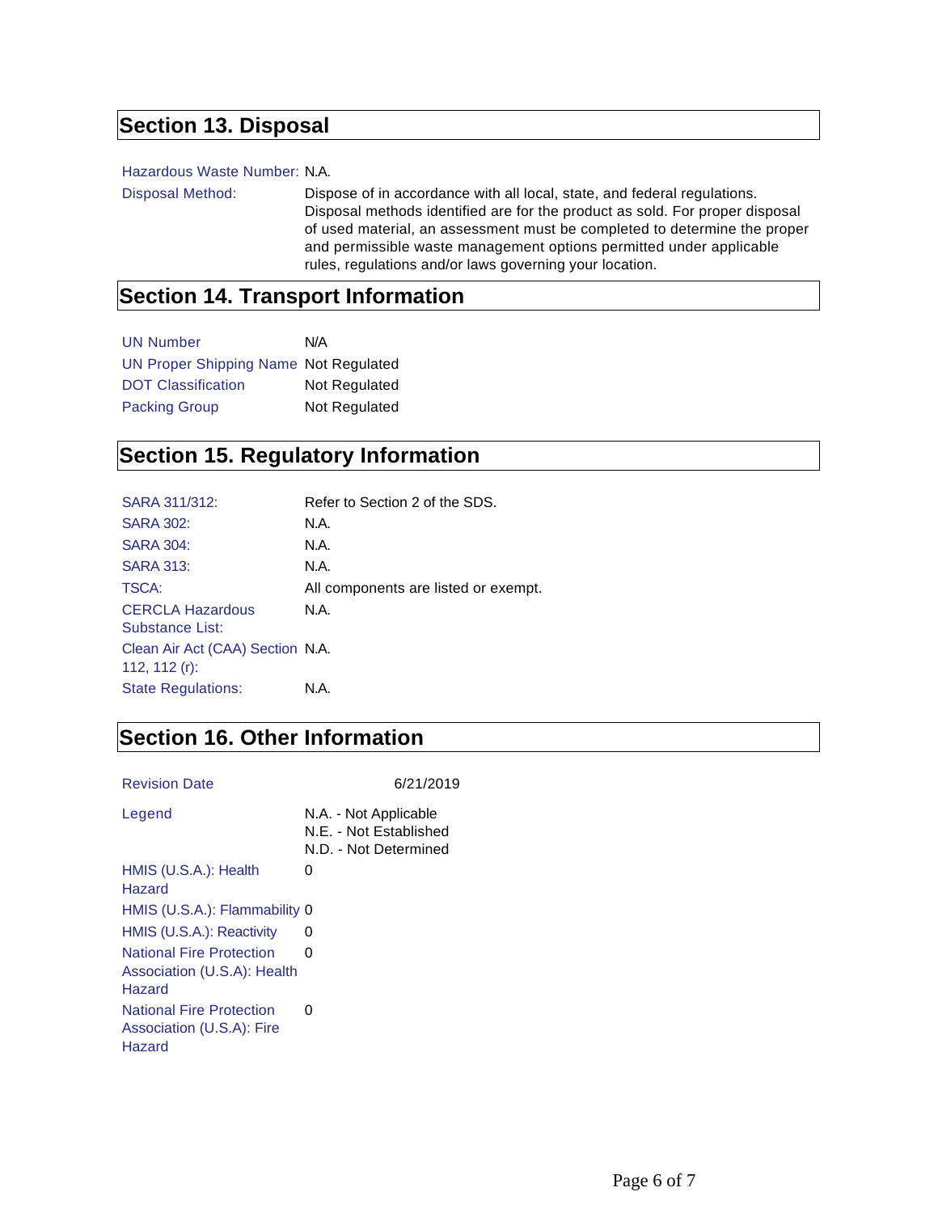## Section 13. Disposal

| | |
|---|---|
| Hazardous Waste Number: | N.A. |
| Disposal Method: | Dispose of in accordance with all local, state, and federal regulations. Disposal methods identified are for the product as sold. For proper disposal of used material, an assessment must be completed to determine the proper and permissible waste management options permitted under applicable rules, regulations and/or laws governing your location. |

## Section 14. Transport Information

| | |
|---|---|
| UN Number | N/A |
| UN Proper Shipping Name | Not Regulated |
| DOT Classification | Not Regulated |
| Packing Group | Not Regulated |

## Section 15. Regulatory Information

| | |
|---|---|
| SARA 311/312: | Refer to Section 2 of the SDS. |
| SARA 302: | N.A. |
| SARA 304: | N.A. |
| SARA 313: | N.A. |
| TSCA: | All components are listed or exempt. |
| CERCLA Hazardous Substance List: | N.A. |
| Clean Air Act (CAA) Section 112, 112 (r): | N.A. |
| State Regulations: | N.A. |

## Section 16. Other Information

| | |
|---|---|
| Revision Date | 6/21/2019 |
| Legend | N.A. - Not Applicable<br>N.E. - Not Established<br>N.D. - Not Determined |
| HMIS (U.S.A.): Health Hazard | 0 |
| HMIS (U.S.A.): Flammability | 0 |
| HMIS (U.S.A.): Reactivity | 0 |
| National Fire Protection Association (U.S.A): Health Hazard | 0 |
| National Fire Protection Association (U.S.A): Fire Hazard | 0 |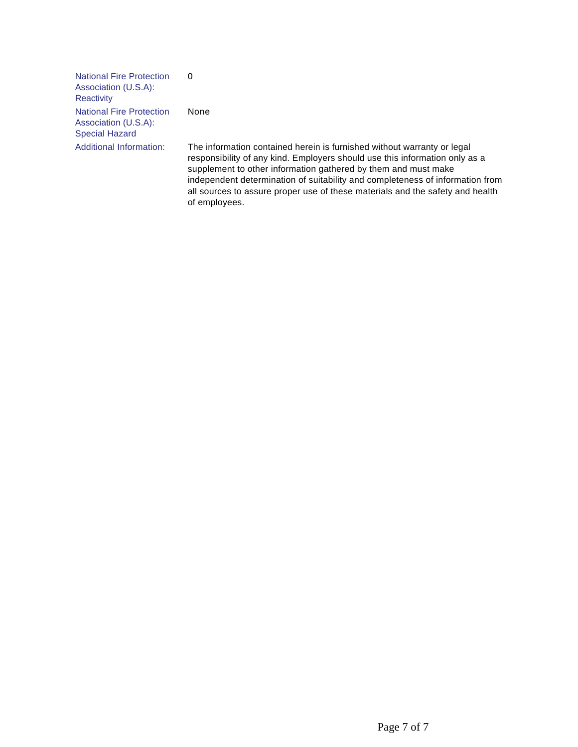| | |
|---|---|
| National Fire Protection Association (U.S.A): Reactivity | 0 |
| National Fire Protection Association (U.S.A): Special Hazard | None |
| Additional Information: | The information contained herein is furnished without warranty or legal responsibility of any kind. Employers should use this information only as a supplement to other information gathered by them and must make independent determination of suitability and completeness of information from all sources to assure proper use of these materials and the safety and health of employees. |